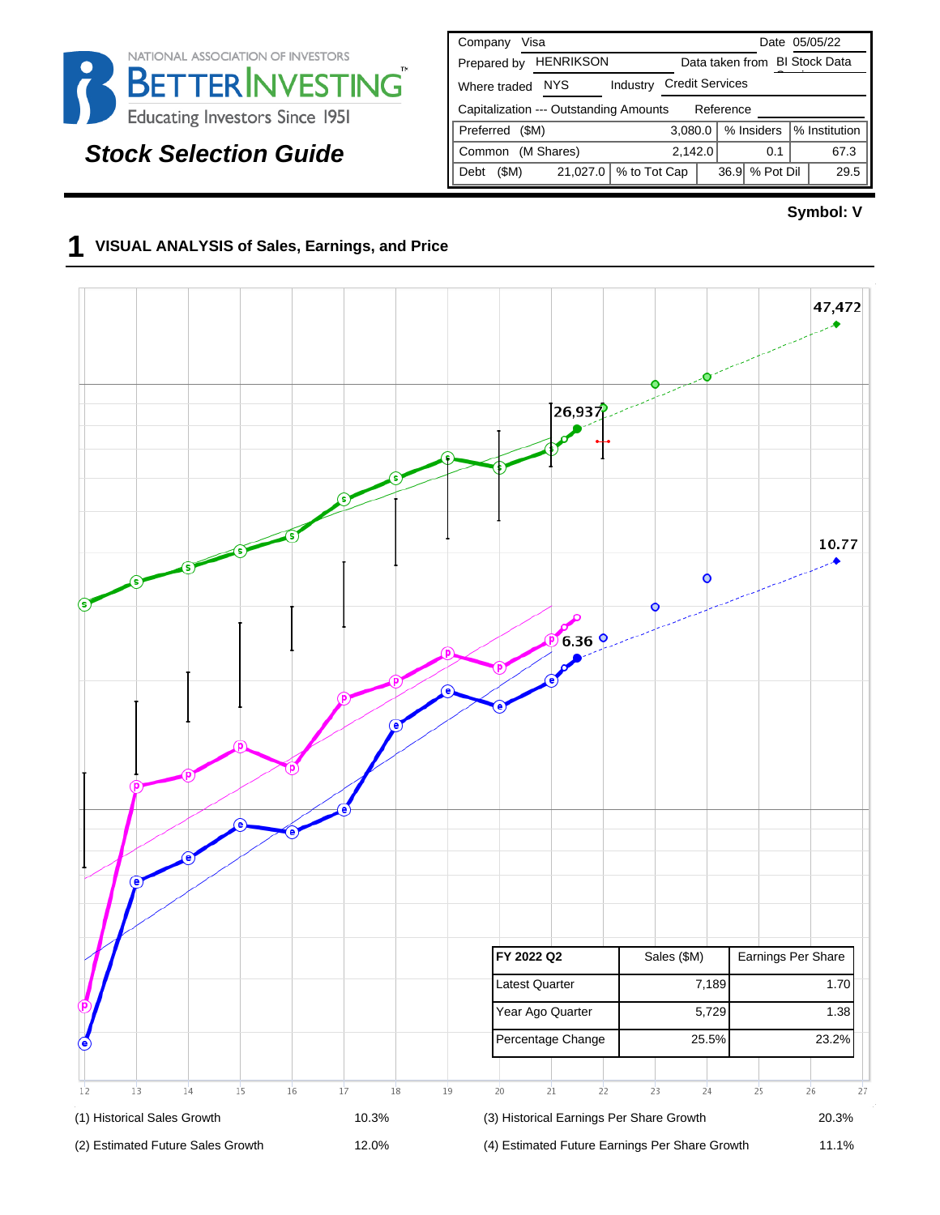NATIONAL ASSOCIATION OF INVESTORS
BETTERINVESTING™
Educating Investors Since 1951

# Stock Selection Guide

| Company | Visa | | | Date | 05/05/22 |
|---|---|---|---|---|---|
| Prepared by | HENRIKSON | | | Data taken from | BI Stock Data |
| Where traded | NYS | Industry | Credit Services | | |
| Capitalization --- Outstanding Amounts | | | Reference | | |
| Preferred ($M) | | 3,080.0 | % Insiders | | % Institution |
| Common (M Shares) | | 2,142.0 | 0.1 | | 67.3 |
| Debt ($M) | 21,027.0 | % to Tot Cap | 36.9 | % Pot Dil | 29.5 |

**Symbol: V**

## 1 VISUAL ANALYSIS of Sales, Earnings, and Price

47,472

26,937

10.77

6.36

| FY 2022 Q2 | Sales ($M) | Earnings Per Share |
|---|---|---|
| Latest Quarter | 7,189 | 1.70 |
| Year Ago Quarter | 5,729 | 1.38 |
| Percentage Change | 25.5% | 23.2% |

12 13 14 15 16 17 18 19 20 21 22 23 24 25 26 27

| | | | |
|---|---|---|---|
| (1) Historical Sales Growth | 10.3% | (3) Historical Earnings Per Share Growth | 20.3% |
| (2) Estimated Future Sales Growth | 12.0% | (4) Estimated Future Earnings Per Share Growth | 11.1% |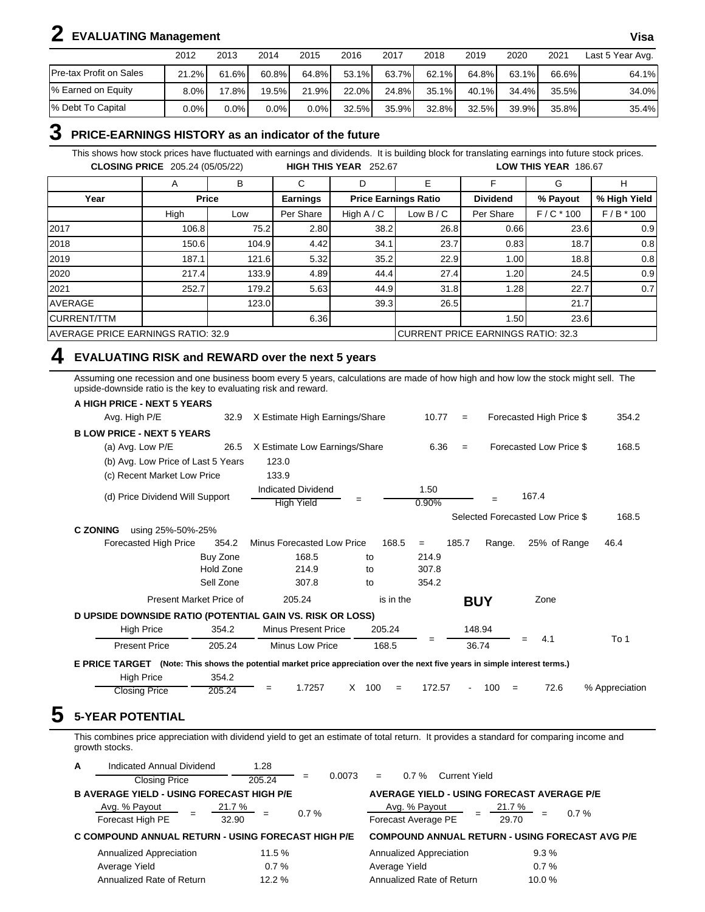## 2 EVALUATING Management

Visa

| | 2012 | 2013 | 2014 | 2015 | 2016 | 2017 | 2018 | 2019 | 2020 | 2021 | Last 5 Year Avg. |
|---|---|---|---|---|---|---|---|---|---|---|---|
| Pre-tax Profit on Sales | 21.2% | 61.6% | 60.8% | 64.8% | 53.1% | 63.7% | 62.1% | 64.8% | 63.1% | 66.6% | 64.1% |
| % Earned on Equity | 8.0% | 17.8% | 19.5% | 21.9% | 22.0% | 24.8% | 35.1% | 40.1% | 34.4% | 35.5% | 34.0% |
| % Debt To Capital | 0.0% | 0.0% | 0.0% | 0.0% | 32.5% | 35.9% | 32.8% | 32.5% | 39.9% | 35.8% | 35.4% |

## 3 PRICE-EARNINGS HISTORY as an indicator of the future

This shows how stock prices have fluctuated with earnings and dividends. It is building block for translating earnings into future stock prices.

**CLOSING PRICE** 205.24 (05/05/22) **HIGH THIS YEAR** 252.67 **LOW THIS YEAR** 186.67

| | A | B | C | D | E | F | G | H |
|---|---|---|---|---|---|---|---|---|
| **Year** | **Price** | | **Earnings** | **Price Earnings Ratio** | | **Dividend** | **% Payout** | **% High Yield** |
| | High | Low | Per Share | High A / C | Low B / C | Per Share | F / C * 100 | F / B * 100 |
| 2017 | 106.8 | 75.2 | 2.80 | 38.2 | 26.8 | 0.66 | 23.6 | 0.9 |
| 2018 | 150.6 | 104.9 | 4.42 | 34.1 | 23.7 | 0.83 | 18.7 | 0.8 |
| 2019 | 187.1 | 121.6 | 5.32 | 35.2 | 22.9 | 1.00 | 18.8 | 0.8 |
| 2020 | 217.4 | 133.9 | 4.89 | 44.4 | 27.4 | 1.20 | 24.5 | 0.9 |
| 2021 | 252.7 | 179.2 | 5.63 | 44.9 | 31.8 | 1.28 | 22.7 | 0.7 |
| AVERAGE | | 123.0 | | 39.3 | 26.5 | | 21.7 | |
| CURRENT/TTM | | | 6.36 | | | 1.50 | 23.6 | |
| AVERAGE PRICE EARNINGS RATIO: 32.9 | | | | | CURRENT PRICE EARNINGS RATIO: 32.3 | | | |

## 4 EVALUATING RISK and REWARD over the next 5 years

Assuming one recession and one business boom every 5 years, calculations are made of how high and how low the stock might sell. The upside-downside ratio is the key to evaluating risk and reward.

**A HIGH PRICE - NEXT 5 YEARS**

Avg. High P/E 32.9 X Estimate High Earnings/Share 10.77 = Forecasted High Price $ 354.2

**B LOW PRICE - NEXT 5 YEARS**

(a) Avg. Low P/E 26.5 X Estimate Low Earnings/Share 6.36 = Forecasted Low Price $ 168.5

(b) Avg. Low Price of Last 5 Years 123.0

(c) Recent Market Low Price 133.9

(d) Price Dividend Will Support: Indicated Dividend / High Yield = 1.50 / 0.90% = 167.4

Selected Forecasted Low Price $ 168.5

**C ZONING** using 25%-50%-25%

Forecasted High Price 354.2 Minus Forecasted Low Price 168.5 = 185.7 Range. 25% of Range 46.4

| Zone | From | to | To |
|---|---|---|---|
| Buy Zone | 168.5 | to | 214.9 |
| Hold Zone | 214.9 | to | 307.8 |
| Sell Zone | 307.8 | to | 354.2 |

Present Market Price of 205.24 is in the **BUY** Zone

**D UPSIDE DOWNSIDE RATIO (POTENTIAL GAIN VS. RISK OR LOSS)**

High Price 354.2 Minus Present Price 205.24 / Present Price 205.24 Minus Low Price 168.5 = 148.94 / 36.74 = 4.1 To 1

**E PRICE TARGET** **(Note: This shows the potential market price appreciation over the next five years in simple interest terms.)**

High Price 354.2 / Closing Price 205.24 = 1.7257 X 100 = 172.57 - 100 = 72.6 % Appreciation

## 5 5-YEAR POTENTIAL

This combines price appreciation with dividend yield to get an estimate of total return. It provides a standard for comparing income and growth stocks.

**A** Indicated Annual Dividend 1.28 / Closing Price 205.24 = 0.0073 = 0.7 % Current Yield

**B AVERAGE YIELD - USING FORECAST HIGH P/E**

Avg. % Payout 21.7 % / Forecast High PE 32.90 = 0.7 %

**AVERAGE YIELD - USING FORECAST AVERAGE P/E**

Avg. % Payout 21.7 % / Forecast Average PE 29.70 = 0.7 %

**C COMPOUND ANNUAL RETURN - USING FORECAST HIGH P/E**

| | |
|---|---|
| Annualized Appreciation | 11.5 % |
| Average Yield | 0.7 % |
| Annualized Rate of Return | 12.2 % |

**COMPOUND ANNUAL RETURN - USING FORECAST AVG P/E**

| | |
|---|---|
| Annualized Appreciation | 9.3 % |
| Average Yield | 0.7 % |
| Annualized Rate of Return | 10.0 % |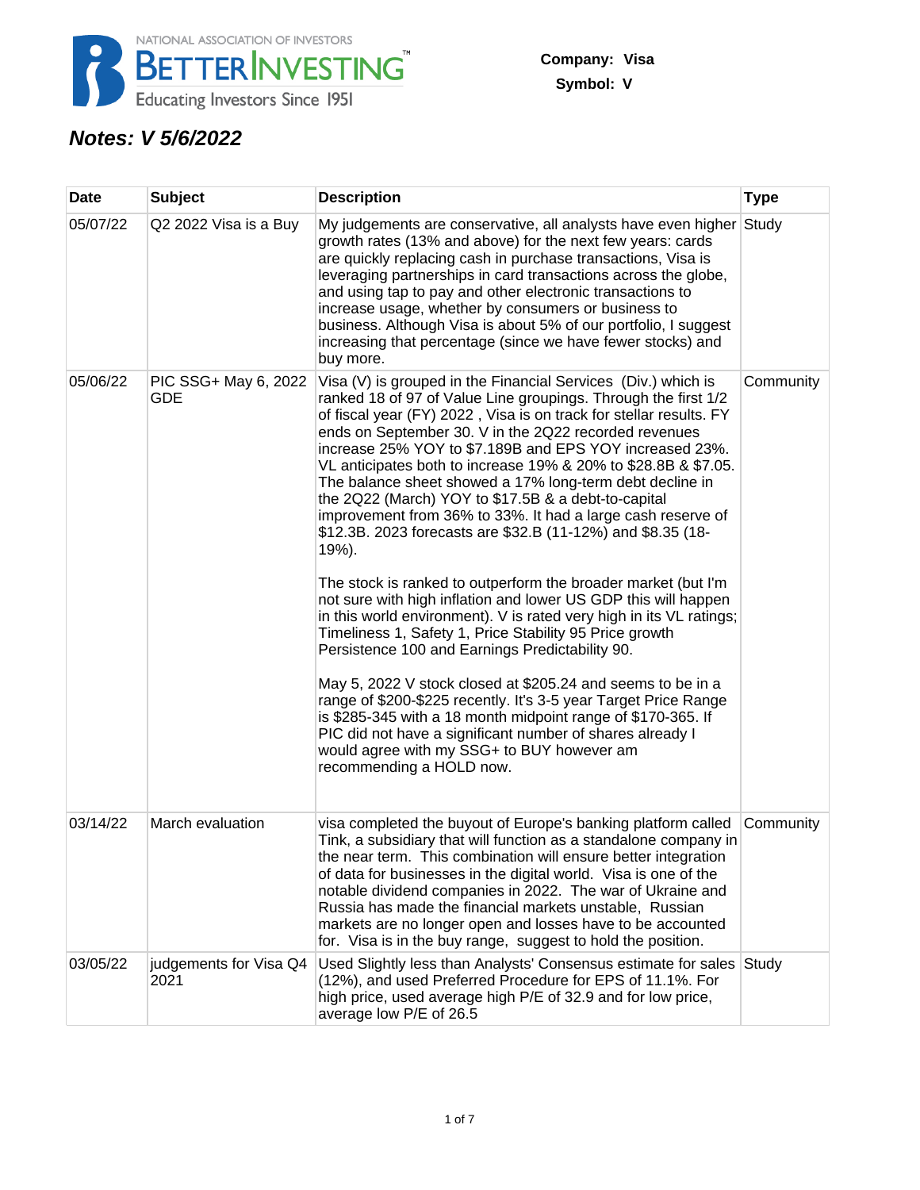NATIONAL ASSOCIATION OF INVESTORS
BETTERINVESTING™
Educating Investors Since 1951

**Company: Visa**
**Symbol: V**

## *Notes: V 5/6/2022*

| Date | Subject | Description | Type |
|---|---|---|---|
| 05/07/22 | Q2 2022 Visa is a Buy | My judgements are conservative, all analysts have even higher growth rates (13% and above) for the next few years: cards are quickly replacing cash in purchase transactions, Visa is leveraging partnerships in card transactions across the globe, and using tap to pay and other electronic transactions to increase usage, whether by consumers or business to business. Although Visa is about 5% of our portfolio, I suggest increasing that percentage (since we have fewer stocks) and buy more. | Study |
| 05/06/22 | PIC SSG+ May 6, 2022 GDE | Visa (V) is grouped in the Financial Services (Div.) which is ranked 18 of 97 of Value Line groupings. Through the first 1/2 of fiscal year (FY) 2022 , Visa is on track for stellar results. FY ends on September 30. V in the 2Q22 recorded revenues increase 25% YOY to $7.189B and EPS YOY increased 23%. VL anticipates both to increase 19% & 20% to $28.8B & $7.05. The balance sheet showed a 17% long-term debt decline in the 2Q22 (March) YOY to $17.5B & a debt-to-capital improvement from 36% to 33%. It had a large cash reserve of $12.3B. 2023 forecasts are $32.B (11-12%) and $8.35 (18-19%).<br><br>The stock is ranked to outperform the broader market (but I'm not sure with high inflation and lower US GDP this will happen in this world environment). V is rated very high in its VL ratings; Timeliness 1, Safety 1, Price Stability 95 Price growth Persistence 100 and Earnings Predictability 90.<br><br>May 5, 2022 V stock closed at $205.24 and seems to be in a range of $200-$225 recently. It's 3-5 year Target Price Range is $285-345 with a 18 month midpoint range of $170-365. If PIC did not have a significant number of shares already I would agree with my SSG+ to BUY however am recommending a HOLD now. | Community |
| 03/14/22 | March evaluation | visa completed the buyout of Europe's banking platform called Tink, a subsidiary that will function as a standalone company in the near term. This combination will ensure better integration of data for businesses in the digital world. Visa is one of the notable dividend companies in 2022. The war of Ukraine and Russia has made the financial markets unstable, Russian markets are no longer open and losses have to be accounted for. Visa is in the buy range, suggest to hold the position. | Community |
| 03/05/22 | judgements for Visa Q4 2021 | Used Slightly less than Analysts' Consensus estimate for sales (12%), and used Preferred Procedure for EPS of 11.1%. For high price, used average high P/E of 32.9 and for low price, average low P/E of 26.5 | Study |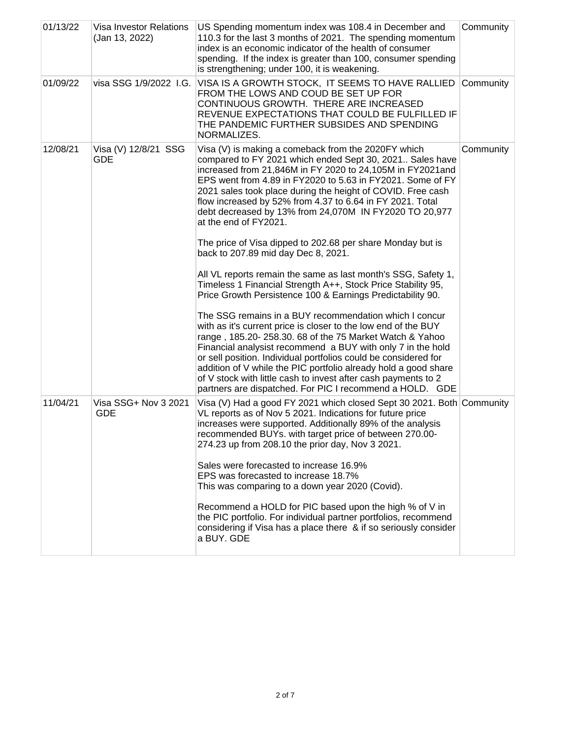| | | | |
|---|---|---|---|
| 01/13/22 | Visa Investor Relations (Jan 13, 2022) | US Spending momentum index was 108.4 in December and 110.3 for the last 3 months of 2021. The spending momentum index is an economic indicator of the health of consumer spending. If the index is greater than 100, consumer spending is strengthening; under 100, it is weakening. | Community |
| 01/09/22 | visa SSG 1/9/2022 I.G. | VISA IS A GROWTH STOCK, IT SEEMS TO HAVE RALLIED FROM THE LOWS AND COUD BE SET UP FOR CONTINUOUS GROWTH. THERE ARE INCREASED REVENUE EXPECTATIONS THAT COULD BE FULFILLED IF THE PANDEMIC FURTHER SUBSIDES AND SPENDING NORMALIZES. | Community |
| 12/08/21 | Visa (V) 12/8/21 SSG GDE | Visa (V) is making a comeback from the 2020FY which compared to FY 2021 which ended Sept 30, 2021.. Sales have increased from 21,846M in FY 2020 to 24,105M in FY2021and EPS went from 4.89 in FY2020 to 5.63 in FY2021. Some of FY 2021 sales took place during the height of COVID. Free cash flow increased by 52% from 4.37 to 6.64 in FY 2021. Total debt decreased by 13% from 24,070M IN FY2020 TO 20,977 at the end of FY2021.<br><br>The price of Visa dipped to 202.68 per share Monday but is back to 207.89 mid day Dec 8, 2021.<br><br>All VL reports remain the same as last month's SSG, Safety 1, Timeless 1 Financial Strength A++, Stock Price Stability 95, Price Growth Persistence 100 & Earnings Predictability 90.<br><br>The SSG remains in a BUY recommendation which I concur with as it's current price is closer to the low end of the BUY range , 185.20- 258.30. 68 of the 75 Market Watch & Yahoo Financial analysist recommend a BUY with only 7 in the hold or sell position. Individual portfolios could be considered for addition of V while the PIC portfolio already hold a good share of V stock with little cash to invest after cash payments to 2 partners are dispatched. For PIC I recommend a HOLD. GDE | Community |
| 11/04/21 | Visa SSG+ Nov 3 2021 GDE | Visa (V) Had a good FY 2021 which closed Sept 30 2021. Both VL reports as of Nov 5 2021. Indications for future price increases were supported. Additionally 89% of the analysis recommended BUYs. with target price of between 270.00-274.23 up from 208.10 the prior day, Nov 3 2021.<br><br>Sales were forecasted to increase 16.9%<br>EPS was forecasted to increase 18.7%<br>This was comparing to a down year 2020 (Covid).<br><br>Recommend a HOLD for PIC based upon the high % of V in the PIC portfolio. For individual partner portfolios, recommend considering if Visa has a place there & if so seriously consider a BUY. GDE | Community |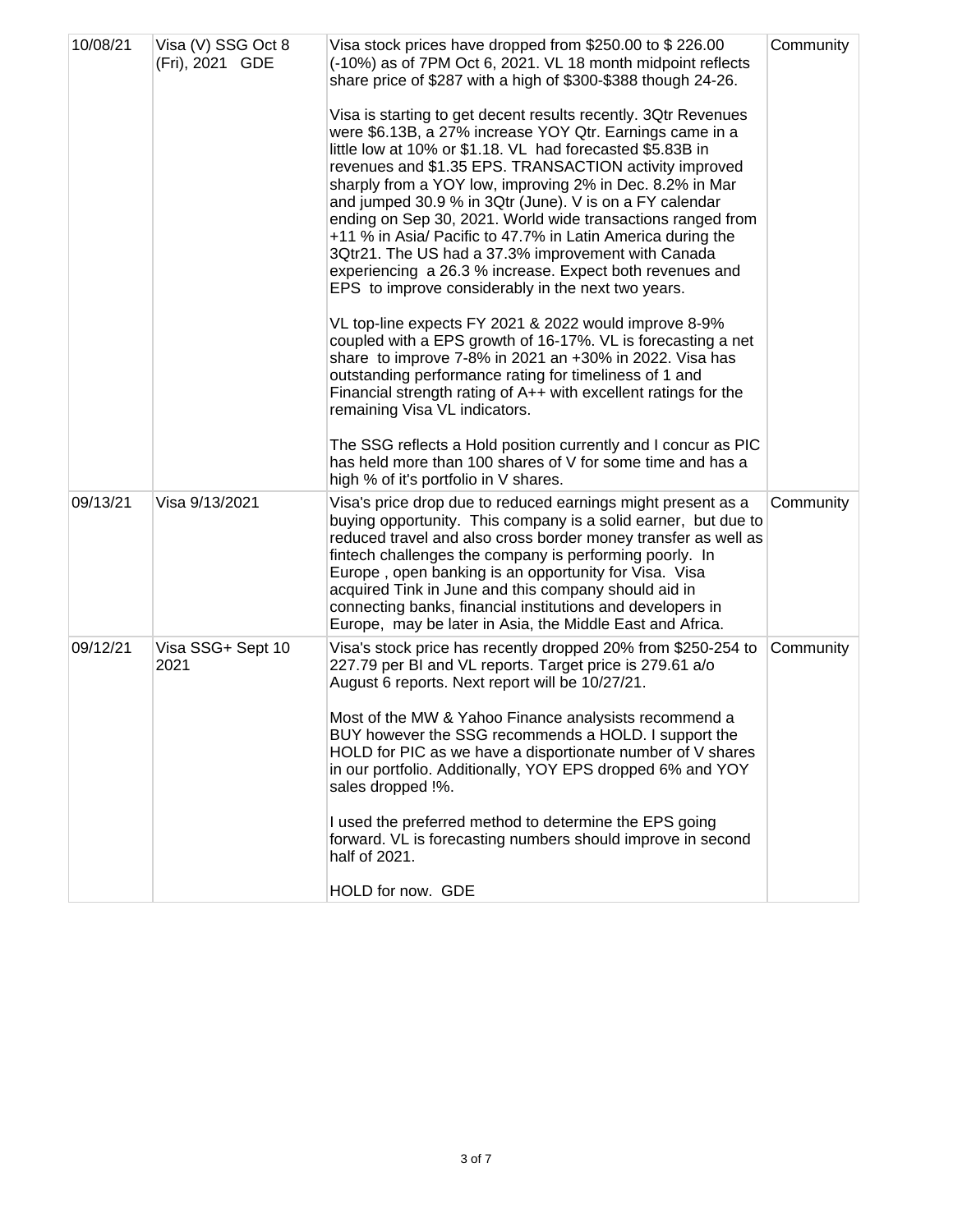| 10/08/21 | Visa (V) SSG Oct 8 (Fri), 2021 GDE | Visa stock prices have dropped from $250.00 to $ 226.00 (-10%) as of 7PM Oct 6, 2021. VL 18 month midpoint reflects share price of $287 with a high of $300-$388 though 24-26.<br><br>Visa is starting to get decent results recently. 3Qtr Revenues were $6.13B, a 27% increase YOY Qtr. Earnings came in a little low at 10% or $1.18. VL had forecasted $5.83B in revenues and $1.35 EPS. TRANSACTION activity improved sharply from a YOY low, improving 2% in Dec. 8.2% in Mar and jumped 30.9 % in 3Qtr (June). V is on a FY calendar ending on Sep 30, 2021. World wide transactions ranged from +11 % in Asia/ Pacific to 47.7% in Latin America during the 3Qtr21. The US had a 37.3% improvement with Canada experiencing a 26.3 % increase. Expect both revenues and EPS to improve considerably in the next two years.<br><br>VL top-line expects FY 2021 & 2022 would improve 8-9% coupled with a EPS growth of 16-17%. VL is forecasting a net share to improve 7-8% in 2021 an +30% in 2022. Visa has outstanding performance rating for timeliness of 1 and Financial strength rating of A++ with excellent ratings for the remaining Visa VL indicators.<br><br>The SSG reflects a Hold position currently and I concur as PIC has held more than 100 shares of V for some time and has a high % of it's portfolio in V shares. | Community |
|---|---|---|---|
| 09/13/21 | Visa 9/13/2021 | Visa's price drop due to reduced earnings might present as a buying opportunity. This company is a solid earner, but due to reduced travel and also cross border money transfer as well as fintech challenges the company is performing poorly. In Europe , open banking is an opportunity for Visa. Visa acquired Tink in June and this company should aid in connecting banks, financial institutions and developers in Europe, may be later in Asia, the Middle East and Africa. | Community |
| 09/12/21 | Visa SSG+ Sept 10 2021 | Visa's stock price has recently dropped 20% from $250-254 to 227.79 per BI and VL reports. Target price is 279.61 a/o August 6 reports. Next report will be 10/27/21.<br><br>Most of the MW & Yahoo Finance analysists recommend a BUY however the SSG recommends a HOLD. I support the HOLD for PIC as we have a disportionate number of V shares in our portfolio. Additionally, YOY EPS dropped 6% and YOY sales dropped !%.<br><br>I used the preferred method to determine the EPS going forward. VL is forecasting numbers should improve in second half of 2021.<br><br>HOLD for now. GDE | Community |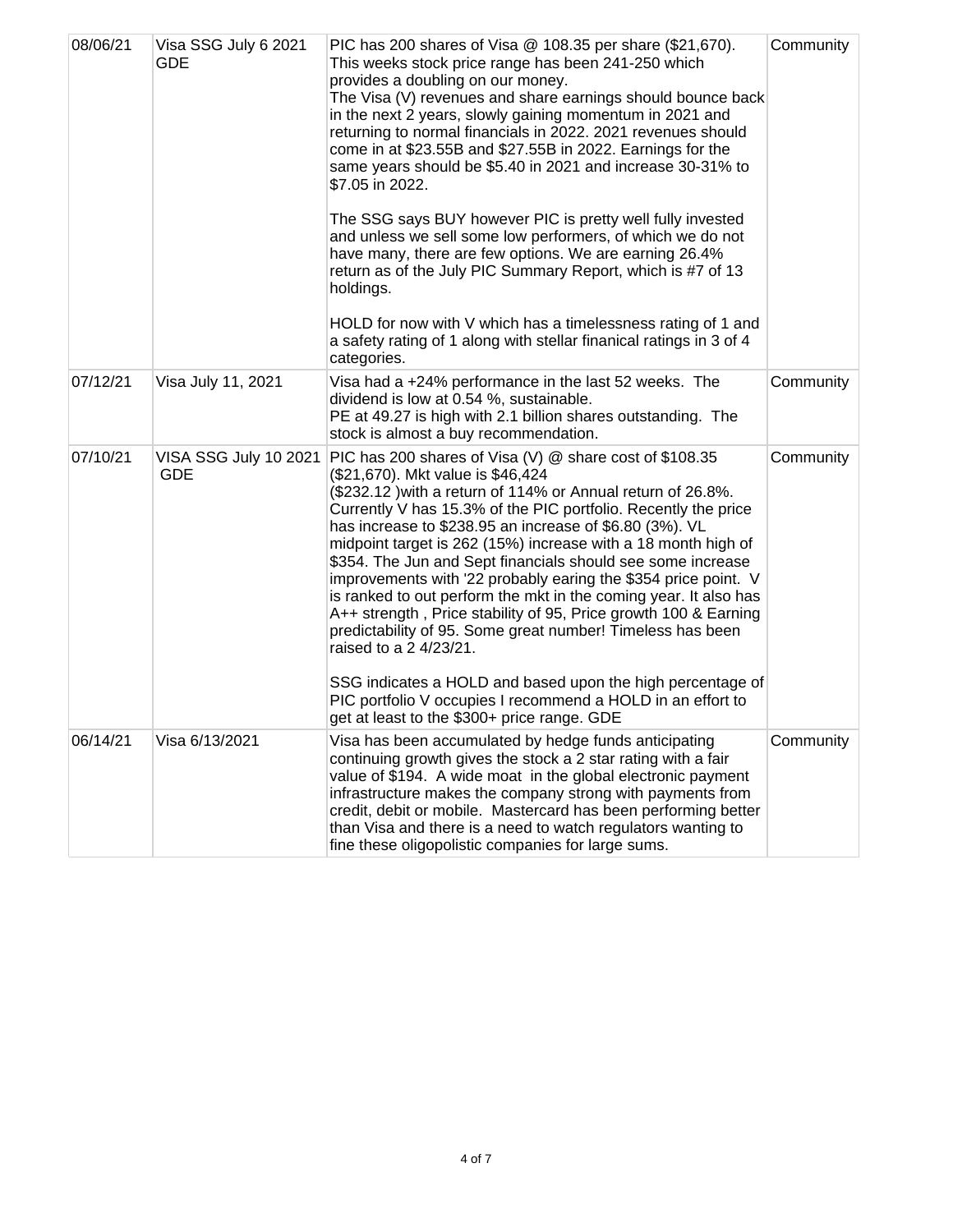| | | | |
|---|---|---|---|
| 08/06/21 | Visa SSG July 6 2021 GDE | PIC has 200 shares of Visa @ 108.35 per share ($21,670). This weeks stock price range has been 241-250 which provides a doubling on our money.<br>The Visa (V) revenues and share earnings should bounce back in the next 2 years, slowly gaining momentum in 2021 and returning to normal financials in 2022. 2021 revenues should come in at $23.55B and $27.55B in 2022. Earnings for the same years should be $5.40 in 2021 and increase 30-31% to $7.05 in 2022.<br><br>The SSG says BUY however PIC is pretty well fully invested and unless we sell some low performers, of which we do not have many, there are few options. We are earning 26.4% return as of the July PIC Summary Report, which is #7 of 13 holdings.<br><br>HOLD for now with V which has a timelessness rating of 1 and a safety rating of 1 along with stellar finanical ratings in 3 of 4 categories. | Community |
| 07/12/21 | Visa July 11, 2021 | Visa had a +24% performance in the last 52 weeks. The dividend is low at 0.54 %, sustainable.<br>PE at 49.27 is high with 2.1 billion shares outstanding. The stock is almost a buy recommendation. | Community |
| 07/10/21 | VISA SSG July 10 2021 GDE | PIC has 200 shares of Visa (V) @ share cost of $108.35 ($21,670). Mkt value is $46,424 ($232.12 )with a return of 114% or Annual return of 26.8%. Currently V has 15.3% of the PIC portfolio. Recently the price has increase to $238.95 an increase of $6.80 (3%). VL midpoint target is 262 (15%) increase with a 18 month high of $354. The Jun and Sept financials should see some increase improvements with '22 probably earing the $354 price point. V is ranked to out perform the mkt in the coming year. It also has A++ strength , Price stability of 95, Price growth 100 & Earning predictability of 95. Some great number! Timeless has been raised to a 2 4/23/21.<br><br>SSG indicates a HOLD and based upon the high percentage of PIC portfolio V occupies I recommend a HOLD in an effort to get at least to the $300+ price range. GDE | Community |
| 06/14/21 | Visa 6/13/2021 | Visa has been accumulated by hedge funds anticipating continuing growth gives the stock a 2 star rating with a fair value of $194. A wide moat in the global electronic payment infrastructure makes the company strong with payments from credit, debit or mobile. Mastercard has been performing better than Visa and there is a need to watch regulators wanting to fine these oligopolistic companies for large sums. | Community |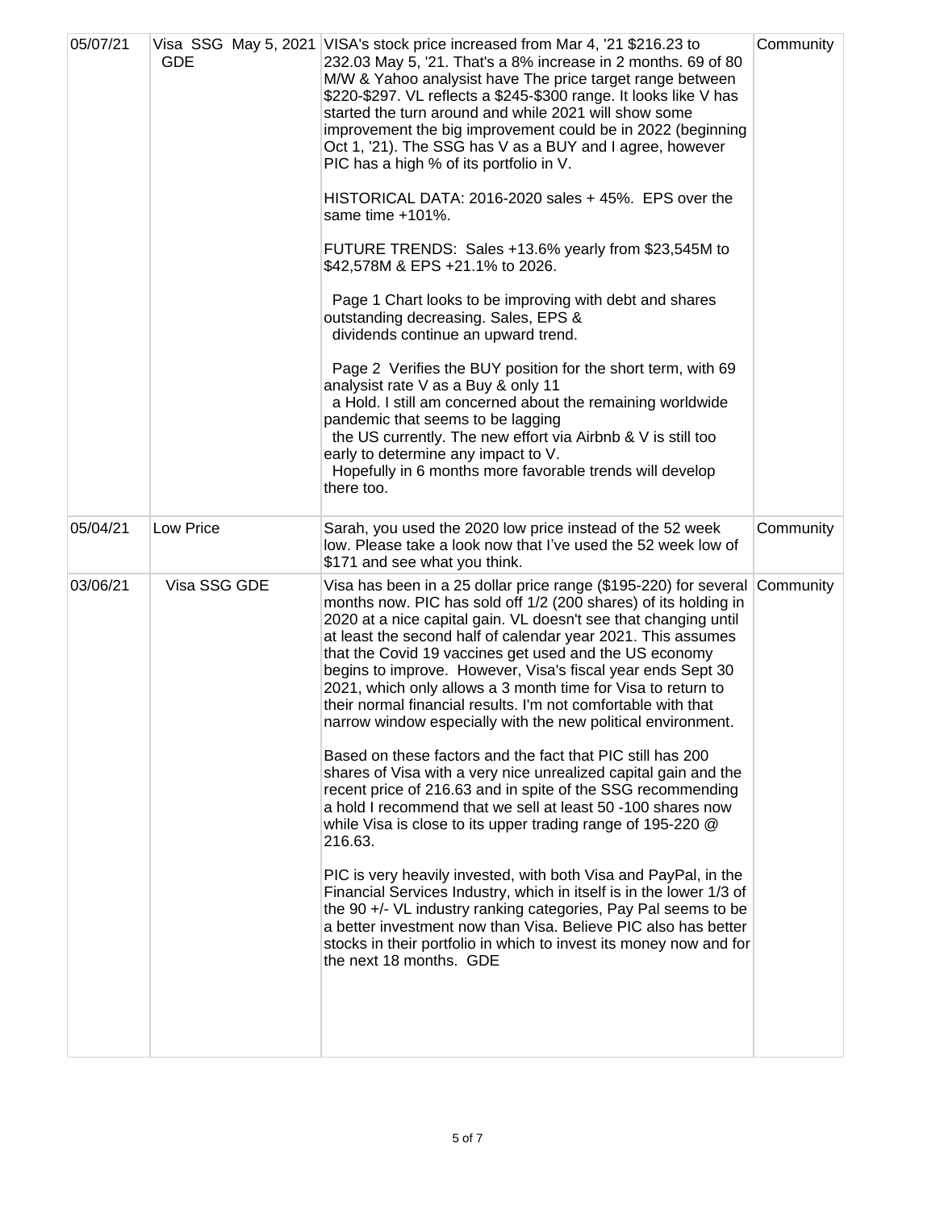| | | | |
|---|---|---|---|
| 05/07/21 | Visa SSG May 5, 2021 GDE | VISA's stock price increased from Mar 4, '21 $216.23 to 232.03 May 5, '21. That's a 8% increase in 2 months. 69 of 80 M/W & Yahoo analysist have The price target range between $220-$297. VL reflects a $245-$300 range. It looks like V has started the turn around and while 2021 will show some improvement the big improvement could be in 2022 (beginning Oct 1, '21). The SSG has V as a BUY and I agree, however PIC has a high % of its portfolio in V.<br><br>HISTORICAL DATA: 2016-2020 sales + 45%. EPS over the same time +101%.<br><br>FUTURE TRENDS: Sales +13.6% yearly from $23,545M to $42,578M & EPS +21.1% to 2026.<br><br>Page 1 Chart looks to be improving with debt and shares outstanding decreasing. Sales, EPS & dividends continue an upward trend.<br><br>Page 2 Verifies the BUY position for the short term, with 69 analysist rate V as a Buy & only 11 a Hold. I still am concerned about the remaining worldwide pandemic that seems to be lagging the US currently. The new effort via Airbnb & V is still too early to determine any impact to V. Hopefully in 6 months more favorable trends will develop there too. | Community |
| 05/04/21 | Low Price | Sarah, you used the 2020 low price instead of the 52 week low. Please take a look now that I've used the 52 week low of $171 and see what you think. | Community |
| 03/06/21 | Visa SSG GDE | Visa has been in a 25 dollar price range ($195-220) for several months now. PIC has sold off 1/2 (200 shares) of its holding in 2020 at a nice capital gain. VL doesn't see that changing until at least the second half of calendar year 2021. This assumes that the Covid 19 vaccines get used and the US economy begins to improve. However, Visa's fiscal year ends Sept 30 2021, which only allows a 3 month time for Visa to return to their normal financial results. I'm not comfortable with that narrow window especially with the new political environment.<br><br>Based on these factors and the fact that PIC still has 200 shares of Visa with a very nice unrealized capital gain and the recent price of 216.63 and in spite of the SSG recommending a hold I recommend that we sell at least 50 -100 shares now while Visa is close to its upper trading range of 195-220 @ 216.63.<br><br>PIC is very heavily invested, with both Visa and PayPal, in the Financial Services Industry, which in itself is in the lower 1/3 of the 90 +/- VL industry ranking categories, Pay Pal seems to be a better investment now than Visa. Believe PIC also has better stocks in their portfolio in which to invest its money now and for the next 18 months. GDE | Community |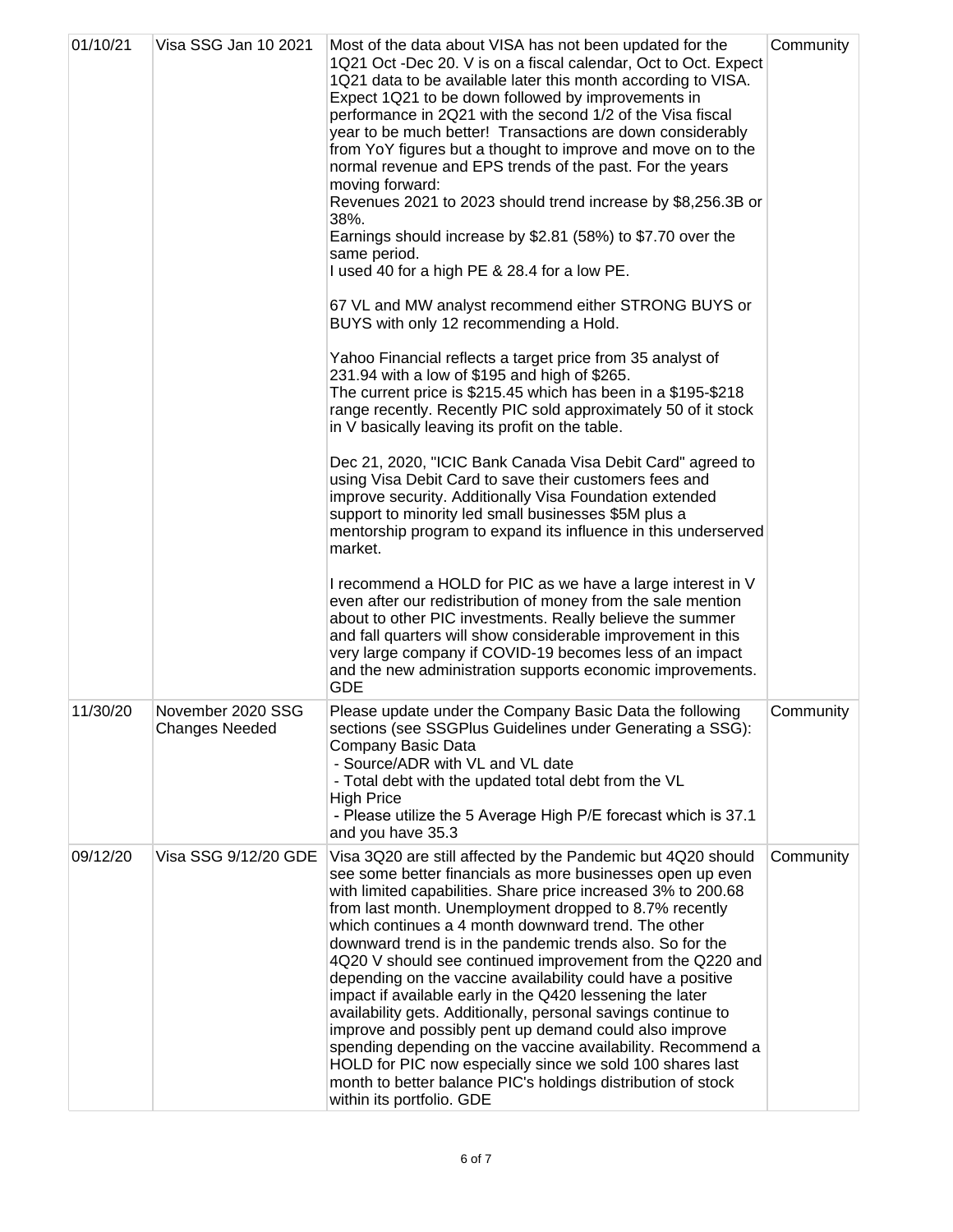| | | | |
|---|---|---|---|
| 01/10/21 | Visa SSG Jan 10 2021 | Most of the data about VISA has not been updated for the 1Q21 Oct -Dec 20. V is on a fiscal calendar, Oct to Oct. Expect 1Q21 data to be available later this month according to VISA. Expect 1Q21 to be down followed by improvements in performance in 2Q21 with the second 1/2 of the Visa fiscal year to be much better! Transactions are down considerably from YoY figures but a thought to improve and move on to the normal revenue and EPS trends of the past. For the years moving forward:<br>Revenues 2021 to 2023 should trend increase by $8,256.3B or 38%.<br>Earnings should increase by $2.81 (58%) to $7.70 over the same period.<br>I used 40 for a high PE & 28.4 for a low PE.<br><br>67 VL and MW analyst recommend either STRONG BUYS or BUYS with only 12 recommending a Hold.<br><br>Yahoo Financial reflects a target price from 35 analyst of 231.94 with a low of $195 and high of $265.<br>The current price is $215.45 which has been in a $195-$218 range recently. Recently PIC sold approximately 50 of it stock in V basically leaving its profit on the table.<br><br>Dec 21, 2020, "ICIC Bank Canada Visa Debit Card" agreed to using Visa Debit Card to save their customers fees and improve security. Additionally Visa Foundation extended support to minority led small businesses $5M plus a mentorship program to expand its influence in this underserved market.<br><br>I recommend a HOLD for PIC as we have a large interest in V even after our redistribution of money from the sale mention about to other PIC investments. Really believe the summer and fall quarters will show considerable improvement in this very large company if COVID-19 becomes less of an impact and the new administration supports economic improvements. GDE | Community |
| 11/30/20 | November 2020 SSG Changes Needed | Please update under the Company Basic Data the following sections (see SSGPlus Guidelines under Generating a SSG):<br>Company Basic Data<br>- Source/ADR with VL and VL date<br>- Total debt with the updated total debt from the VL<br>High Price<br>- Please utilize the 5 Average High P/E forecast which is 37.1 and you have 35.3 | Community |
| 09/12/20 | Visa SSG 9/12/20 GDE | Visa 3Q20 are still affected by the Pandemic but 4Q20 should see some better financials as more businesses open up even with limited capabilities. Share price increased 3% to 200.68 from last month. Unemployment dropped to 8.7% recently which continues a 4 month downward trend. The other downward trend is in the pandemic trends also. So for the 4Q20 V should see continued improvement from the Q220 and depending on the vaccine availability could have a positive impact if available early in the Q420 lessening the later availability gets. Additionally, personal savings continue to improve and possibly pent up demand could also improve spending depending on the vaccine availability. Recommend a HOLD for PIC now especially since we sold 100 shares last month to better balance PIC's holdings distribution of stock within its portfolio. GDE | Community |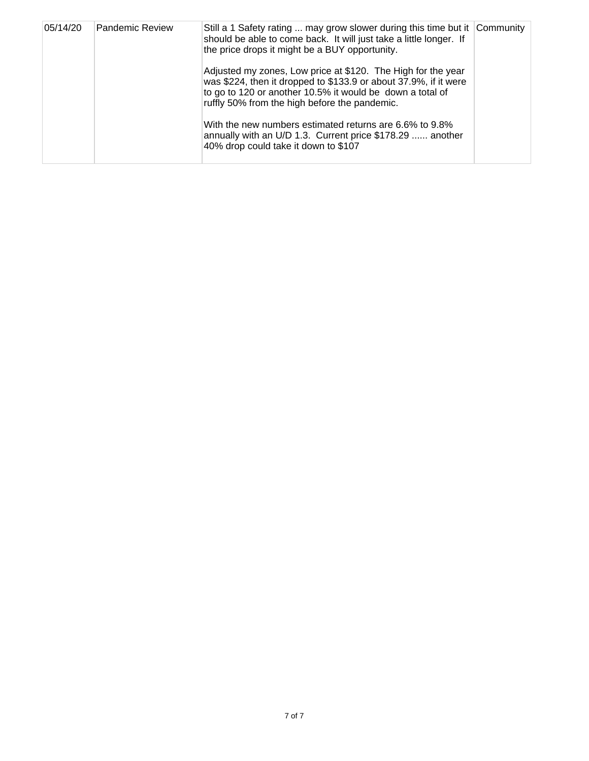| | | | |
|---|---|---|---|
| 05/14/20 | Pandemic Review | Still a 1 Safety rating ... may grow slower during this time but it should be able to come back. It will just take a little longer. If the price drops it might be a BUY opportunity.<br><br>Adjusted my zones, Low price at $120. The High for the year was $224, then it dropped to $133.9 or about 37.9%, if it were to go to 120 or another 10.5% it would be down a total of ruffly 50% from the high before the pandemic.<br><br>With the new numbers estimated returns are 6.6% to 9.8% annually with an U/D 1.3. Current price $178.29 ...... another 40% drop could take it down to $107 | Community |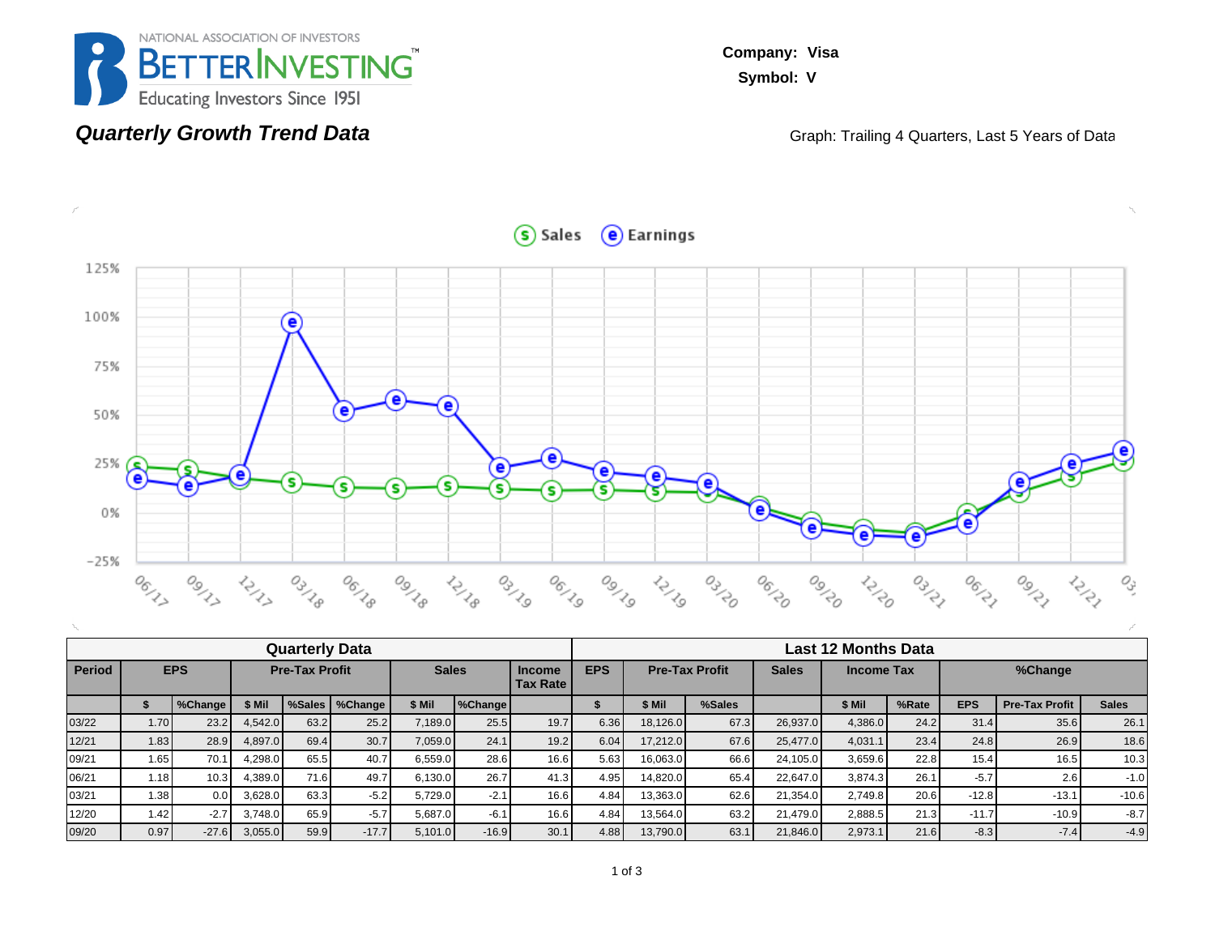NATIONAL ASSOCIATION OF INVESTORS
BETTERINVESTING™
Educating Investors Since 1951

**Company: Visa**
**Symbol: V**

## *Quarterly Growth Trend Data*

Graph: Trailing 4 Quarters, Last 5 Years of Data

| Quarterly Data | | | | | | | | | Last 12 Months Data | | | | | | | | | | |
|---|---|---|---|---|---|---|---|---|---|---|---|---|---|---|---|---|---|---|---|
| **Period** | **EPS** | | **Pre-Tax Profit** | | | **Sales** | | **Income Tax Rate** | **EPS** | **Pre-Tax Profit** | | **Sales** | **Income Tax** | | **%Change** | | |
| | **$** | **%Change** | **$ Mil** | **%Sales** | **%Change** | **$ Mil** | **%Change** | | **$** | **$ Mil** | **%Sales** | | **$ Mil** | **%Rate** | **EPS** | **Pre-Tax Profit** | **Sales** |
| 03/22 | 1.70 | 23.2 | 4,542.0 | 63.2 | 25.2 | 7,189.0 | 25.5 | 19.7 | 6.36 | 18,126.0 | 67.3 | 26,937.0 | 4,386.0 | 24.2 | 31.4 | 35.6 | 26.1 |
| 12/21 | 1.83 | 28.9 | 4,897.0 | 69.4 | 30.7 | 7,059.0 | 24.1 | 19.2 | 6.04 | 17,212.0 | 67.6 | 25,477.0 | 4,031.1 | 23.4 | 24.8 | 26.9 | 18.6 |
| 09/21 | 1.65 | 70.1 | 4,298.0 | 65.5 | 40.7 | 6,559.0 | 28.6 | 16.6 | 5.63 | 16,063.0 | 66.6 | 24,105.0 | 3,659.6 | 22.8 | 15.4 | 16.5 | 10.3 |
| 06/21 | 1.18 | 10.3 | 4,389.0 | 71.6 | 49.7 | 6,130.0 | 26.7 | 41.3 | 4.95 | 14,820.0 | 65.4 | 22,647.0 | 3,874.3 | 26.1 | -5.7 | 2.6 | -1.0 |
| 03/21 | 1.38 | 0.0 | 3,628.0 | 63.3 | -5.2 | 5,729.0 | -2.1 | 16.6 | 4.84 | 13,363.0 | 62.6 | 21,354.0 | 2,749.8 | 20.6 | -12.8 | -13.1 | -10.6 |
| 12/20 | 1.42 | -2.7 | 3,748.0 | 65.9 | -5.7 | 5,687.0 | -6.1 | 16.6 | 4.84 | 13,564.0 | 63.2 | 21,479.0 | 2,888.5 | 21.3 | -11.7 | -10.9 | -8.7 |
| 09/20 | 0.97 | -27.6 | 3,055.0 | 59.9 | -17.7 | 5,101.0 | -16.9 | 30.1 | 4.88 | 13,790.0 | 63.1 | 21,846.0 | 2,973.1 | 21.6 | -8.3 | -7.4 | -4.9 |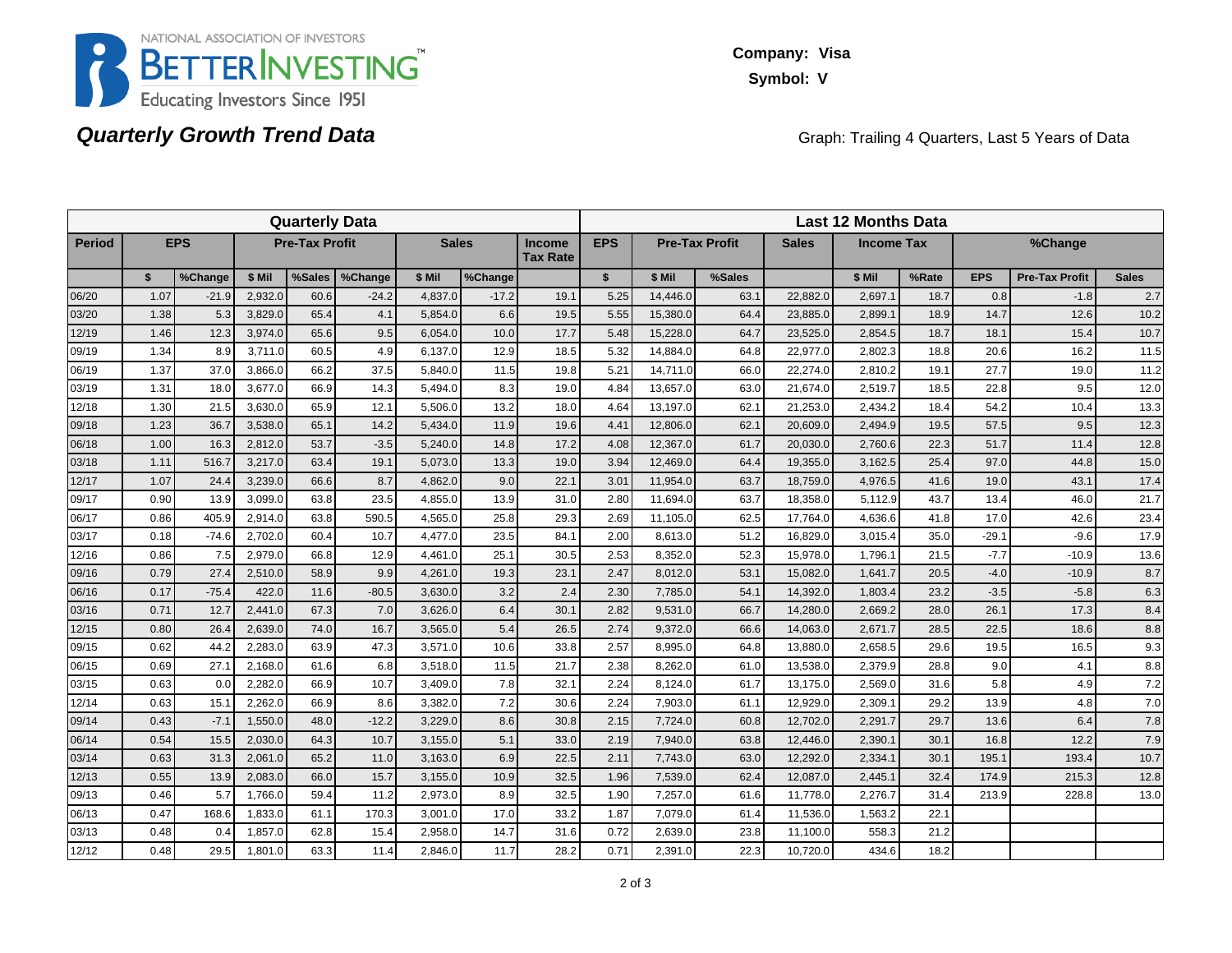NATIONAL ASSOCIATION OF INVESTORS
BETTERINVESTING™
Educating Investors Since 1951

**Company: Visa**
**Symbol: V**

## *Quarterly Growth Trend Data*

Graph: Trailing 4 Quarters, Last 5 Years of Data

| Quarterly Data | | | | | | | | | Last 12 Months Data | | | | | | | | | |
|---|---|---|---|---|---|---|---|---|---|---|---|---|---|---|---|---|---|---|
| Period | EPS | | Pre-Tax Profit | | | Sales | | Income Tax Rate | EPS | Pre-Tax Profit | | Sales | Income Tax | | %Change | | |
| | $ | %Change | $ Mil | %Sales | %Change | $ Mil | %Change | | $ | $ Mil | %Sales | | $ Mil | %Rate | EPS | Pre-Tax Profit | Sales |
| 06/20 | 1.07 | -21.9 | 2,932.0 | 60.6 | -24.2 | 4,837.0 | -17.2 | 19.1 | 5.25 | 14,446.0 | 63.1 | 22,882.0 | 2,697.1 | 18.7 | 0.8 | -1.8 | 2.7 |
| 03/20 | 1.38 | 5.3 | 3,829.0 | 65.4 | 4.1 | 5,854.0 | 6.6 | 19.5 | 5.55 | 15,380.0 | 64.4 | 23,885.0 | 2,899.1 | 18.9 | 14.7 | 12.6 | 10.2 |
| 12/19 | 1.46 | 12.3 | 3,974.0 | 65.6 | 9.5 | 6,054.0 | 10.0 | 17.7 | 5.48 | 15,228.0 | 64.7 | 23,525.0 | 2,854.5 | 18.7 | 18.1 | 15.4 | 10.7 |
| 09/19 | 1.34 | 8.9 | 3,711.0 | 60.5 | 4.9 | 6,137.0 | 12.9 | 18.5 | 5.32 | 14,884.0 | 64.8 | 22,977.0 | 2,802.3 | 18.8 | 20.6 | 16.2 | 11.5 |
| 06/19 | 1.37 | 37.0 | 3,866.0 | 66.2 | 37.5 | 5,840.0 | 11.5 | 19.8 | 5.21 | 14,711.0 | 66.0 | 22,274.0 | 2,810.2 | 19.1 | 27.7 | 19.0 | 11.2 |
| 03/19 | 1.31 | 18.0 | 3,677.0 | 66.9 | 14.3 | 5,494.0 | 8.3 | 19.0 | 4.84 | 13,657.0 | 63.0 | 21,674.0 | 2,519.7 | 18.5 | 22.8 | 9.5 | 12.0 |
| 12/18 | 1.30 | 21.5 | 3,630.0 | 65.9 | 12.1 | 5,506.0 | 13.2 | 18.0 | 4.64 | 13,197.0 | 62.1 | 21,253.0 | 2,434.2 | 18.4 | 54.2 | 10.4 | 13.3 |
| 09/18 | 1.23 | 36.7 | 3,538.0 | 65.1 | 14.2 | 5,434.0 | 11.9 | 19.6 | 4.41 | 12,806.0 | 62.1 | 20,609.0 | 2,494.9 | 19.5 | 57.5 | 9.5 | 12.3 |
| 06/18 | 1.00 | 16.3 | 2,812.0 | 53.7 | -3.5 | 5,240.0 | 14.8 | 17.2 | 4.08 | 12,367.0 | 61.7 | 20,030.0 | 2,760.6 | 22.3 | 51.7 | 11.4 | 12.8 |
| 03/18 | 1.11 | 516.7 | 3,217.0 | 63.4 | 19.1 | 5,073.0 | 13.3 | 19.0 | 3.94 | 12,469.0 | 64.4 | 19,355.0 | 3,162.5 | 25.4 | 97.0 | 44.8 | 15.0 |
| 12/17 | 1.07 | 24.4 | 3,239.0 | 66.6 | 8.7 | 4,862.0 | 9.0 | 22.1 | 3.01 | 11,954.0 | 63.7 | 18,759.0 | 4,976.5 | 41.6 | 19.0 | 43.1 | 17.4 |
| 09/17 | 0.90 | 13.9 | 3,099.0 | 63.8 | 23.5 | 4,855.0 | 13.9 | 31.0 | 2.80 | 11,694.0 | 63.7 | 18,358.0 | 5,112.9 | 43.7 | 13.4 | 46.0 | 21.7 |
| 06/17 | 0.86 | 405.9 | 2,914.0 | 63.8 | 590.5 | 4,565.0 | 25.8 | 29.3 | 2.69 | 11,105.0 | 62.5 | 17,764.0 | 4,636.6 | 41.8 | 17.0 | 42.6 | 23.4 |
| 03/17 | 0.18 | -74.6 | 2,702.0 | 60.4 | 10.7 | 4,477.0 | 23.5 | 84.1 | 2.00 | 8,613.0 | 51.2 | 16,829.0 | 3,015.4 | 35.0 | -29.1 | -9.6 | 17.9 |
| 12/16 | 0.86 | 7.5 | 2,979.0 | 66.8 | 12.9 | 4,461.0 | 25.1 | 30.5 | 2.53 | 8,352.0 | 52.3 | 15,978.0 | 1,796.1 | 21.5 | -7.7 | -10.9 | 13.6 |
| 09/16 | 0.79 | 27.4 | 2,510.0 | 58.9 | 9.9 | 4,261.0 | 19.3 | 23.1 | 2.47 | 8,012.0 | 53.1 | 15,082.0 | 1,641.7 | 20.5 | -4.0 | -10.9 | 8.7 |
| 06/16 | 0.17 | -75.4 | 422.0 | 11.6 | -80.5 | 3,630.0 | 3.2 | 2.4 | 2.30 | 7,785.0 | 54.1 | 14,392.0 | 1,803.4 | 23.2 | -3.5 | -5.8 | 6.3 |
| 03/16 | 0.71 | 12.7 | 2,441.0 | 67.3 | 7.0 | 3,626.0 | 6.4 | 30.1 | 2.82 | 9,531.0 | 66.7 | 14,280.0 | 2,669.2 | 28.0 | 26.1 | 17.3 | 8.4 |
| 12/15 | 0.80 | 26.4 | 2,639.0 | 74.0 | 16.7 | 3,565.0 | 5.4 | 26.5 | 2.74 | 9,372.0 | 66.6 | 14,063.0 | 2,671.7 | 28.5 | 22.5 | 18.6 | 8.8 |
| 09/15 | 0.62 | 44.2 | 2,283.0 | 63.9 | 47.3 | 3,571.0 | 10.6 | 33.8 | 2.57 | 8,995.0 | 64.8 | 13,880.0 | 2,658.5 | 29.6 | 19.5 | 16.5 | 9.3 |
| 06/15 | 0.69 | 27.1 | 2,168.0 | 61.6 | 6.8 | 3,518.0 | 11.5 | 21.7 | 2.38 | 8,262.0 | 61.0 | 13,538.0 | 2,379.9 | 28.8 | 9.0 | 4.1 | 8.8 |
| 03/15 | 0.63 | 0.0 | 2,282.0 | 66.9 | 10.7 | 3,409.0 | 7.8 | 32.1 | 2.24 | 8,124.0 | 61.7 | 13,175.0 | 2,569.0 | 31.6 | 5.8 | 4.9 | 7.2 |
| 12/14 | 0.63 | 15.1 | 2,262.0 | 66.9 | 8.6 | 3,382.0 | 7.2 | 30.6 | 2.24 | 7,903.0 | 61.1 | 12,929.0 | 2,309.1 | 29.2 | 13.9 | 4.8 | 7.0 |
| 09/14 | 0.43 | -7.1 | 1,550.0 | 48.0 | -12.2 | 3,229.0 | 8.6 | 30.8 | 2.15 | 7,724.0 | 60.8 | 12,702.0 | 2,291.7 | 29.7 | 13.6 | 6.4 | 7.8 |
| 06/14 | 0.54 | 15.5 | 2,030.0 | 64.3 | 10.7 | 3,155.0 | 5.1 | 33.0 | 2.19 | 7,940.0 | 63.8 | 12,446.0 | 2,390.1 | 30.1 | 16.8 | 12.2 | 7.9 |
| 03/14 | 0.63 | 31.3 | 2,061.0 | 65.2 | 11.0 | 3,163.0 | 6.9 | 22.5 | 2.11 | 7,743.0 | 63.0 | 12,292.0 | 2,334.1 | 30.1 | 195.1 | 193.4 | 10.7 |
| 12/13 | 0.55 | 13.9 | 2,083.0 | 66.0 | 15.7 | 3,155.0 | 10.9 | 32.5 | 1.96 | 7,539.0 | 62.4 | 12,087.0 | 2,445.1 | 32.4 | 174.9 | 215.3 | 12.8 |
| 09/13 | 0.46 | 5.7 | 1,766.0 | 59.4 | 11.2 | 2,973.0 | 8.9 | 32.5 | 1.90 | 7,257.0 | 61.6 | 11,778.0 | 2,276.7 | 31.4 | 213.9 | 228.8 | 13.0 |
| 06/13 | 0.47 | 168.6 | 1,833.0 | 61.1 | 170.3 | 3,001.0 | 17.0 | 33.2 | 1.87 | 7,079.0 | 61.4 | 11,536.0 | 1,563.2 | 22.1 | | | |
| 03/13 | 0.48 | 0.4 | 1,857.0 | 62.8 | 15.4 | 2,958.0 | 14.7 | 31.6 | 0.72 | 2,639.0 | 23.8 | 11,100.0 | 558.3 | 21.2 | | | |
| 12/12 | 0.48 | 29.5 | 1,801.0 | 63.3 | 11.4 | 2,846.0 | 11.7 | 28.2 | 0.71 | 2,391.0 | 22.3 | 10,720.0 | 434.6 | 18.2 | | | |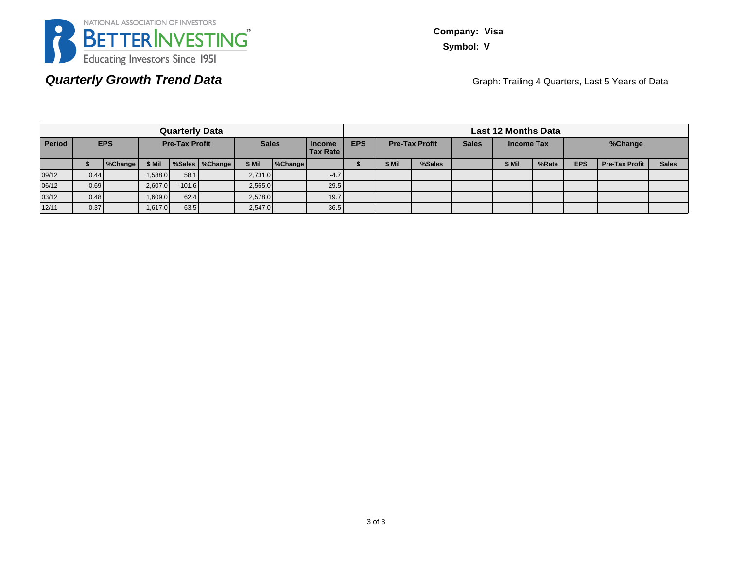NATIONAL ASSOCIATION OF INVESTORS
BETTERINVESTING™
Educating Investors Since 1951

**Company: Visa**
**Symbol: V**

## *Quarterly Growth Trend Data*

Graph: Trailing 4 Quarters, Last 5 Years of Data

| Quarterly Data | | | | | | | | | Last 12 Months Data | | | | | | | | | |
|---|---|---|---|---|---|---|---|---|---|---|---|---|---|---|---|---|---|---|
| Period | EPS | | Pre-Tax Profit | | | Sales | | Income Tax Rate | EPS | Pre-Tax Profit | | Sales | Income Tax | | %Change | | | |
| | $ | %Change | $ Mil | %Sales | %Change | $ Mil | %Change | | $ | $ Mil | %Sales | | $ Mil | %Rate | EPS | Pre-Tax Profit | Sales | |
| 09/12 | 0.44 | | 1,588.0 | 58.1 | | 2,731.0 | | -4.7 | | | | | | | | | | |
| 06/12 | -0.69 | | -2,607.0 | -101.6 | | 2,565.0 | | 29.5 | | | | | | | | | | |
| 03/12 | 0.48 | | 1,609.0 | 62.4 | | 2,578.0 | | 19.7 | | | | | | | | | | |
| 12/11 | 0.37 | | 1,617.0 | 63.5 | | 2,547.0 | | 36.5 | | | | | | | | | | |